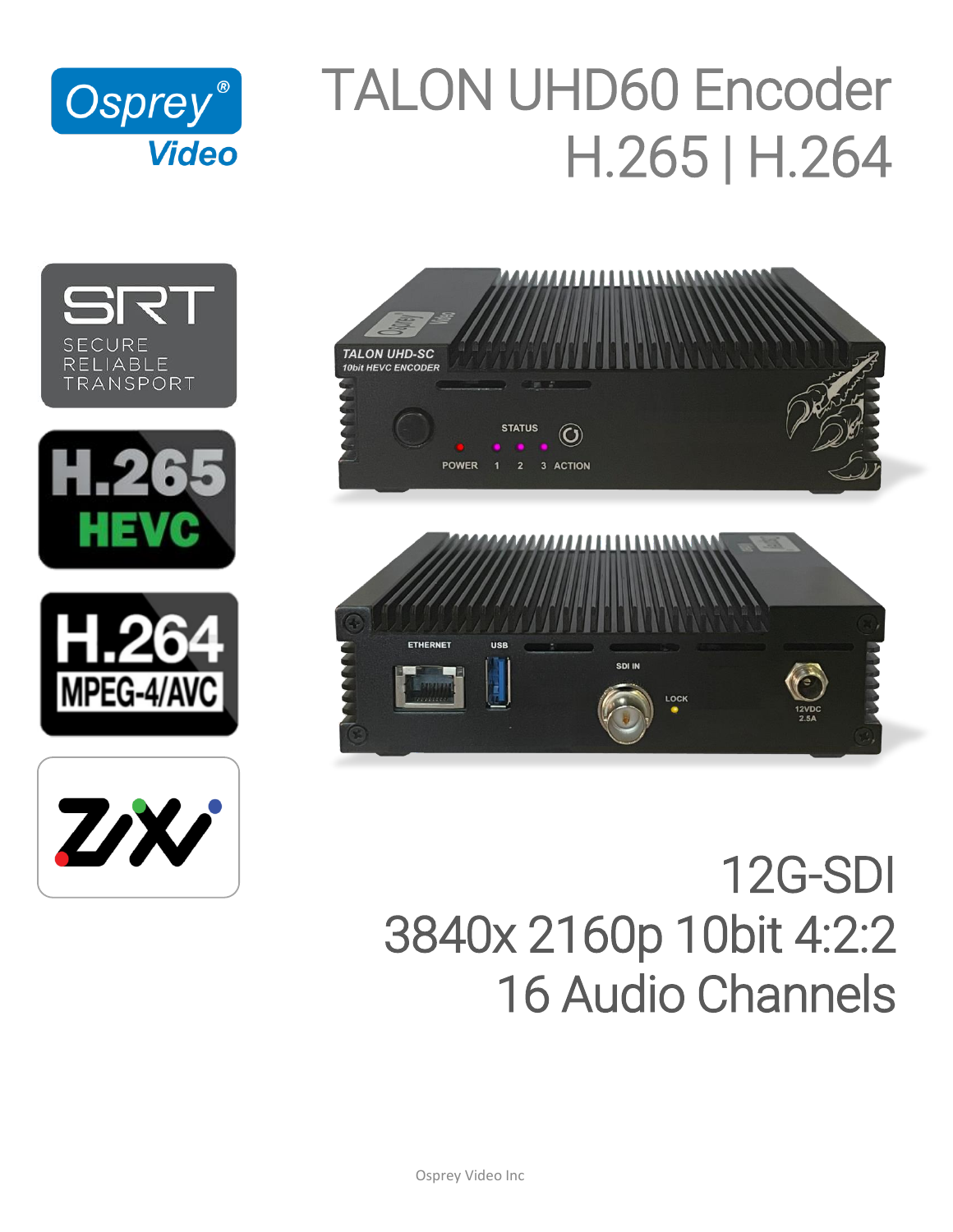# TALON UHD60 Encoder

# H.265 | H.264

12G-SDI

3840x 2160p 10bit 4:2:2

16 Audio Channels

Osprey Video Inc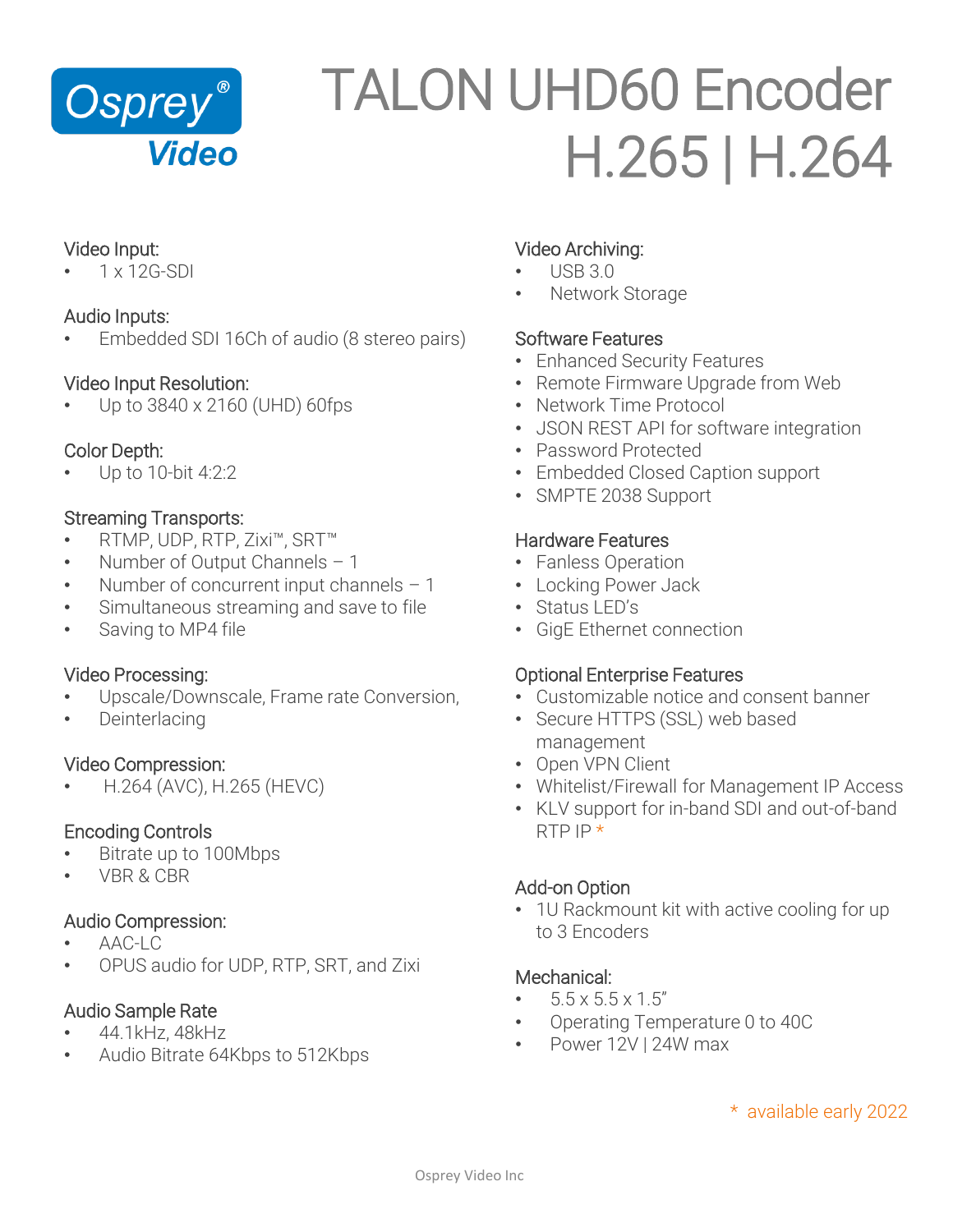Osprey® Video

# TALON UHD60 Encoder H.265 | H.264

### Video Input:
- 1 x 12G-SDI

### Audio Inputs:
- Embedded SDI 16Ch of audio (8 stereo pairs)

### Video Input Resolution:
- Up to 3840 x 2160 (UHD) 60fps

### Color Depth:
- Up to 10-bit 4:2:2

### Streaming Transports:
- RTMP, UDP, RTP, Zixi™, SRT™
- Number of Output Channels – 1
- Number of concurrent input channels – 1
- Simultaneous streaming and save to file
- Saving to MP4 file

### Video Processing:
- Upscale/Downscale, Frame rate Conversion,
- Deinterlacing

### Video Compression:
- H.264 (AVC), H.265 (HEVC)

### Encoding Controls
- Bitrate up to 100Mbps
- VBR & CBR

### Audio Compression:
- AAC-LC
- OPUS audio for UDP, RTP, SRT, and Zixi

### Audio Sample Rate
- 44.1kHz, 48kHz
- Audio Bitrate 64Kbps to 512Kbps

### Video Archiving:
- USB 3.0
- Network Storage

### Software Features
- Enhanced Security Features
- Remote Firmware Upgrade from Web
- Network Time Protocol
- JSON REST API for software integration
- Password Protected
- Embedded Closed Caption support
- SMPTE 2038 Support

### Hardware Features
- Fanless Operation
- Locking Power Jack
- Status LED's
- GigE Ethernet connection

### Optional Enterprise Features
- Customizable notice and consent banner
- Secure HTTPS (SSL) web based management
- Open VPN Client
- Whitelist/Firewall for Management IP Access
- KLV support for in-band SDI and out-of-band RTP IP *

### Add-on Option
- 1U Rackmount kit with active cooling for up to 3 Encoders

### Mechanical:
- 5.5 x 5.5 x 1.5"
- Operating Temperature 0 to 40C
- Power 12V | 24W max

* available early 2022

Osprey Video Inc